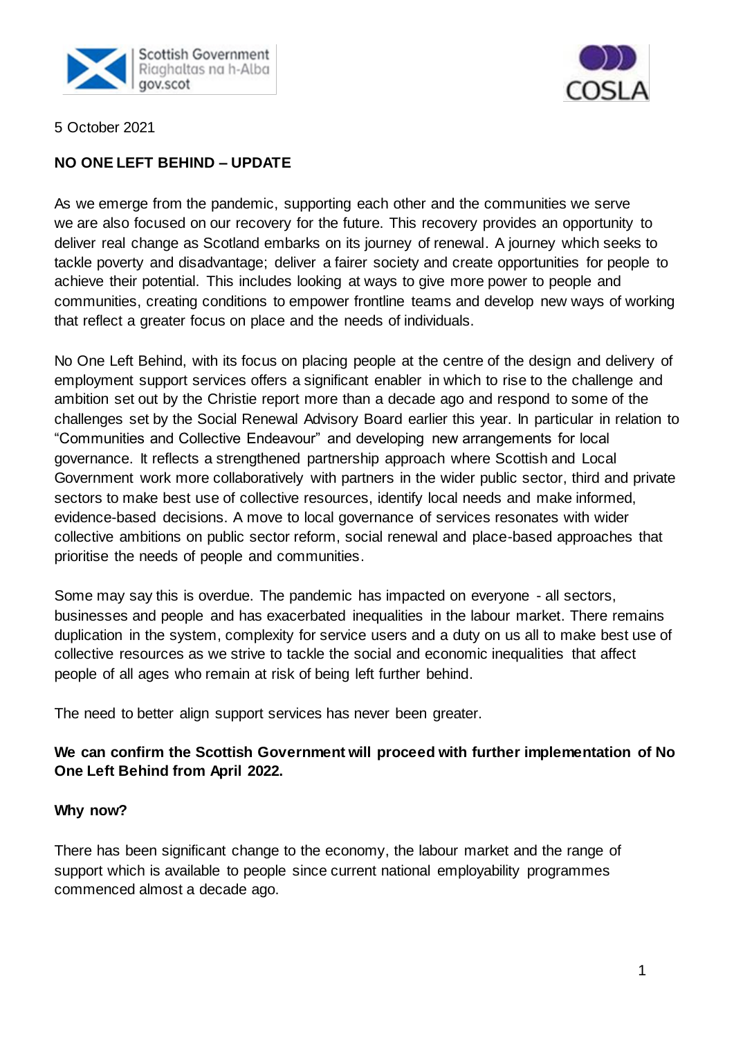5 October 2021

**NO ONE LEFT BEHIND – UPDATE**

As we emerge from the pandemic, supporting each other and the communities we serve we are also focused on our recovery for the future. This recovery provides an opportunity to deliver real change as Scotland embarks on its journey of renewal. A journey which seeks to tackle poverty and disadvantage; deliver a fairer society and create opportunities for people to achieve their potential. This includes looking at ways to give more power to people and communities, creating conditions to empower frontline teams and develop new ways of working that reflect a greater focus on place and the needs of individuals.

No One Left Behind, with its focus on placing people at the centre of the design and delivery of employment support services offers a significant enabler in which to rise to the challenge and ambition set out by the Christie report more than a decade ago and respond to some of the challenges set by the Social Renewal Advisory Board earlier this year. In particular in relation to "Communities and Collective Endeavour" and developing new arrangements for local governance. It reflects a strengthened partnership approach where Scottish and Local Government work more collaboratively with partners in the wider public sector, third and private sectors to make best use of collective resources, identify local needs and make informed, evidence-based decisions. A move to local governance of services resonates with wider collective ambitions on public sector reform, social renewal and place-based approaches that prioritise the needs of people and communities.

Some may say this is overdue. The pandemic has impacted on everyone - all sectors, businesses and people and has exacerbated inequalities in the labour market. There remains duplication in the system, complexity for service users and a duty on us all to make best use of collective resources as we strive to tackle the social and economic inequalities that affect people of all ages who remain at risk of being left further behind.

The need to better align support services has never been greater.

**We can confirm the Scottish Government will proceed with further implementation of No One Left Behind from April 2022.**

**Why now?**

There has been significant change to the economy, the labour market and the range of support which is available to people since current national employability programmes commenced almost a decade ago.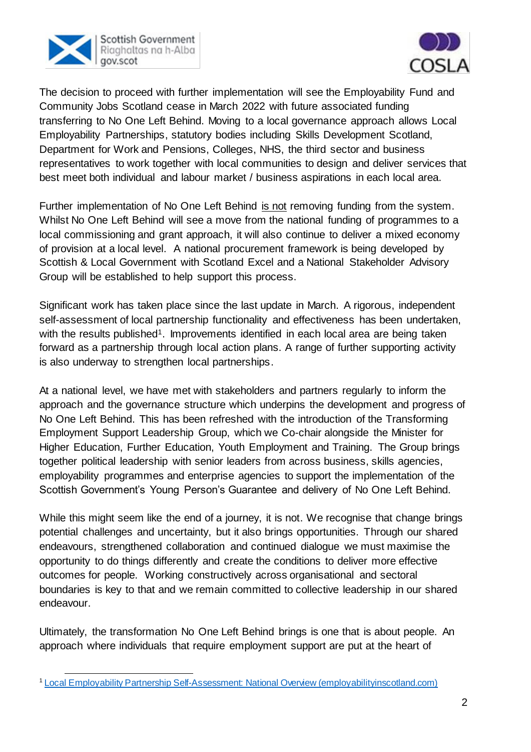The decision to proceed with further implementation will see the Employability Fund and Community Jobs Scotland cease in March 2022 with future associated funding transferring to No One Left Behind. Moving to a local governance approach allows Local Employability Partnerships, statutory bodies including Skills Development Scotland, Department for Work and Pensions, Colleges, NHS, the third sector and business representatives to work together with local communities to design and deliver services that best meet both individual and labour market / business aspirations in each local area.

Further implementation of No One Left Behind <u>is not</u> removing funding from the system. Whilst No One Left Behind will see a move from the national funding of programmes to a local commissioning and grant approach, it will also continue to deliver a mixed economy of provision at a local level. A national procurement framework is being developed by Scottish & Local Government with Scotland Excel and a National Stakeholder Advisory Group will be established to help support this process.

Significant work has taken place since the last update in March. A rigorous, independent self-assessment of local partnership functionality and effectiveness has been undertaken, with the results published[1]. Improvements identified in each local area are being taken forward as a partnership through local action plans. A range of further supporting activity is also underway to strengthen local partnerships.

At a national level, we have met with stakeholders and partners regularly to inform the approach and the governance structure which underpins the development and progress of No One Left Behind. This has been refreshed with the introduction of the Transforming Employment Support Leadership Group, which we Co-chair alongside the Minister for Higher Education, Further Education, Youth Employment and Training. The Group brings together political leadership with senior leaders from across business, skills agencies, employability programmes and enterprise agencies to support the implementation of the Scottish Government's Young Person's Guarantee and delivery of No One Left Behind.

While this might seem like the end of a journey, it is not. We recognise that change brings potential challenges and uncertainty, but it also brings opportunities. Through our shared endeavours, strengthened collaboration and continued dialogue we must maximise the opportunity to do things differently and create the conditions to deliver more effective outcomes for people. Working constructively across organisational and sectoral boundaries is key to that and we remain committed to collective leadership in our shared endeavour.

Ultimately, the transformation No One Left Behind brings is one that is about people. An approach where individuals that require employment support are put at the heart of

---

[1] Local Employability Partnership Self-Assessment: National Overview (employabilityinscotland.com)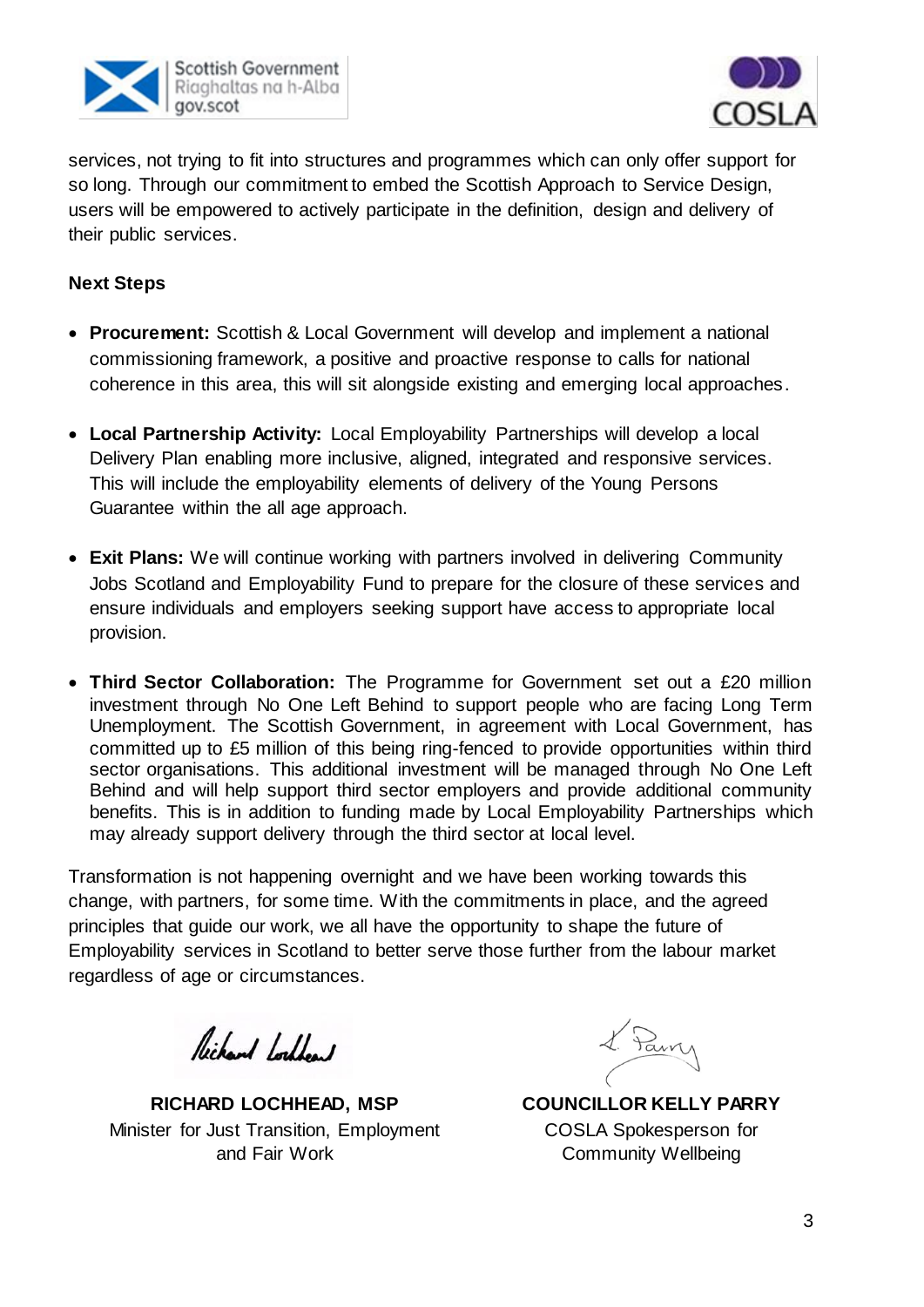services, not trying to fit into structures and programmes which can only offer support for so long. Through our commitment to embed the Scottish Approach to Service Design, users will be empowered to actively participate in the definition, design and delivery of their public services.

**Next Steps**

- **Procurement:** Scottish & Local Government will develop and implement a national commissioning framework, a positive and proactive response to calls for national coherence in this area, this will sit alongside existing and emerging local approaches.

- **Local Partnership Activity:** Local Employability Partnerships will develop a local Delivery Plan enabling more inclusive, aligned, integrated and responsive services. This will include the employability elements of delivery of the Young Persons Guarantee within the all age approach.

- **Exit Plans:** We will continue working with partners involved in delivering Community Jobs Scotland and Employability Fund to prepare for the closure of these services and ensure individuals and employers seeking support have access to appropriate local provision.

- **Third Sector Collaboration:** The Programme for Government set out a £20 million investment through No One Left Behind to support people who are facing Long Term Unemployment. The Scottish Government, in agreement with Local Government, has committed up to £5 million of this being ring-fenced to provide opportunities within third sector organisations. This additional investment will be managed through No One Left Behind and will help support third sector employers and provide additional community benefits. This is in addition to funding made by Local Employability Partnerships which may already support delivery through the third sector at local level.

Transformation is not happening overnight and we have been working towards this change, with partners, for some time. With the commitments in place, and the agreed principles that guide our work, we all have the opportunity to shape the future of Employability services in Scotland to better serve those further from the labour market regardless of age or circumstances.

**RICHARD LOCHHEAD, MSP**
Minister for Just Transition, Employment and Fair Work

**COUNCILLOR KELLY PARRY**
COSLA Spokesperson for Community Wellbeing